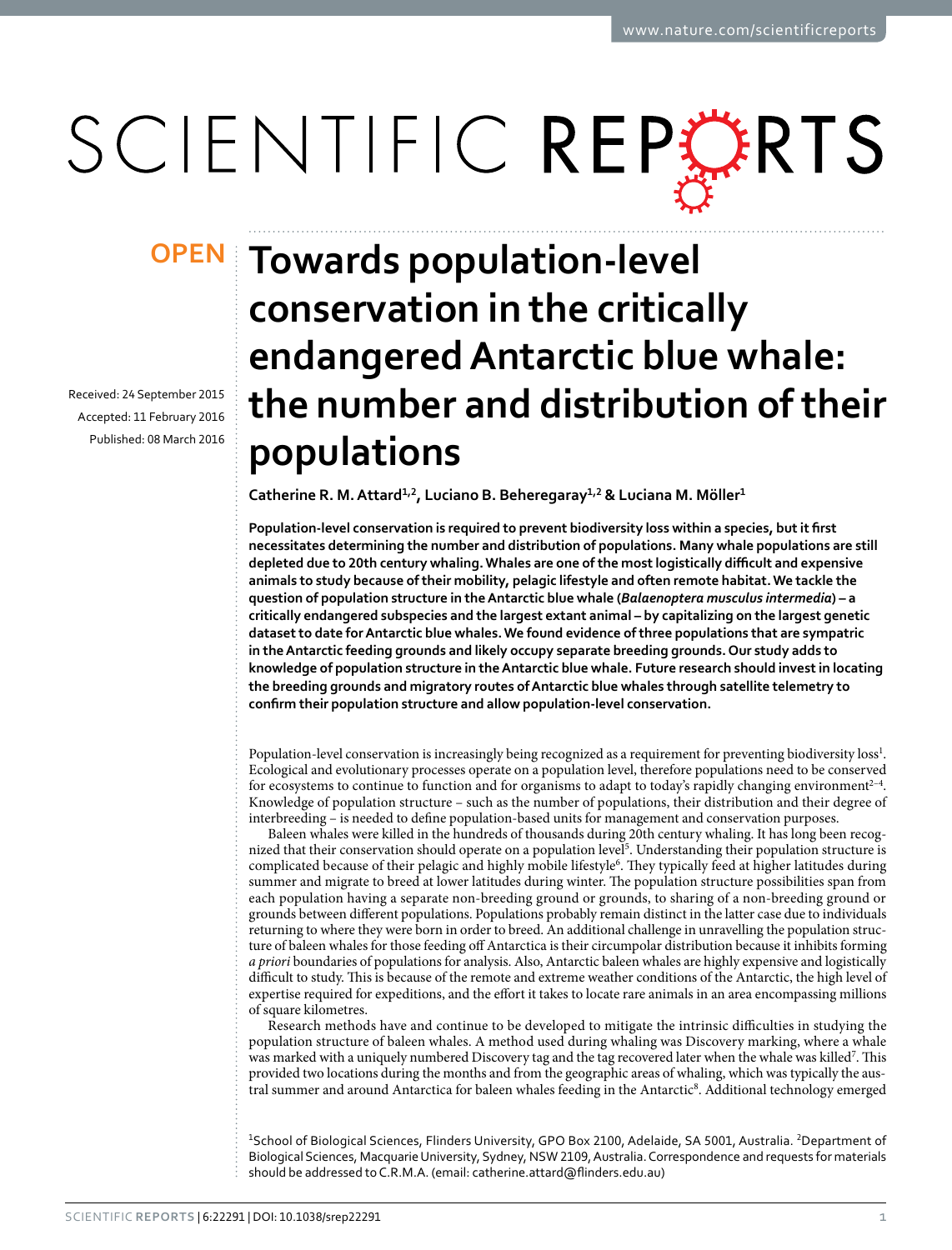OPEN

# Towards population-level conservation in the critically endangered Antarctic blue whale: the number and distribution of their populations

Received: 24 September 2015
Accepted: 11 February 2016
Published: 08 March 2016

**Catherine R. M. Attard[1,2], Luciano B. Beheregaray[1,2] & Luciana M. Möller[1]**

**Population-level conservation is required to prevent biodiversity loss within a species, but it first necessitates determining the number and distribution of populations. Many whale populations are still depleted due to 20th century whaling. Whales are one of the most logistically difficult and expensive animals to study because of their mobility, pelagic lifestyle and often remote habitat. We tackle the question of population structure in the Antarctic blue whale (*Balaenoptera musculus intermedia*) – a critically endangered subspecies and the largest extant animal – by capitalizing on the largest genetic dataset to date for Antarctic blue whales. We found evidence of three populations that are sympatric in the Antarctic feeding grounds and likely occupy separate breeding grounds. Our study adds to knowledge of population structure in the Antarctic blue whale. Future research should invest in locating the breeding grounds and migratory routes of Antarctic blue whales through satellite telemetry to confirm their population structure and allow population-level conservation.**

Population-level conservation is increasingly being recognized as a requirement for preventing biodiversity loss[1]. Ecological and evolutionary processes operate on a population level, therefore populations need to be conserved for ecosystems to continue to function and for organisms to adapt to today's rapidly changing environment[2–4]. Knowledge of population structure – such as the number of populations, their distribution and their degree of interbreeding – is needed to define population-based units for management and conservation purposes.

Baleen whales were killed in the hundreds of thousands during 20th century whaling. It has long been recognized that their conservation should operate on a population level[5]. Understanding their population structure is complicated because of their pelagic and highly mobile lifestyle[6]. They typically feed at higher latitudes during summer and migrate to breed at lower latitudes during winter. The population structure possibilities span from each population having a separate non-breeding ground or grounds, to sharing of a non-breeding ground or grounds between different populations. Populations probably remain distinct in the latter case due to individuals returning to where they were born in order to breed. An additional challenge in unravelling the population structure of baleen whales for those feeding off Antarctica is their circumpolar distribution because it inhibits forming *a priori* boundaries of populations for analysis. Also, Antarctic baleen whales are highly expensive and logistically difficult to study. This is because of the remote and extreme weather conditions of the Antarctic, the high level of expertise required for expeditions, and the effort it takes to locate rare animals in an area encompassing millions of square kilometres.

Research methods have and continue to be developed to mitigate the intrinsic difficulties in studying the population structure of baleen whales. A method used during whaling was Discovery marking, where a whale was marked with a uniquely numbered Discovery tag and the tag recovered later when the whale was killed[7]. This provided two locations during the months and from the geographic areas of whaling, which was typically the austral summer and around Antarctica for baleen whales feeding in the Antarctic[8]. Additional technology emerged

[1]School of Biological Sciences, Flinders University, GPO Box 2100, Adelaide, SA 5001, Australia. [2]Department of Biological Sciences, Macquarie University, Sydney, NSW 2109, Australia. Correspondence and requests for materials should be addressed to C.R.M.A. (email: catherine.attard@flinders.edu.au)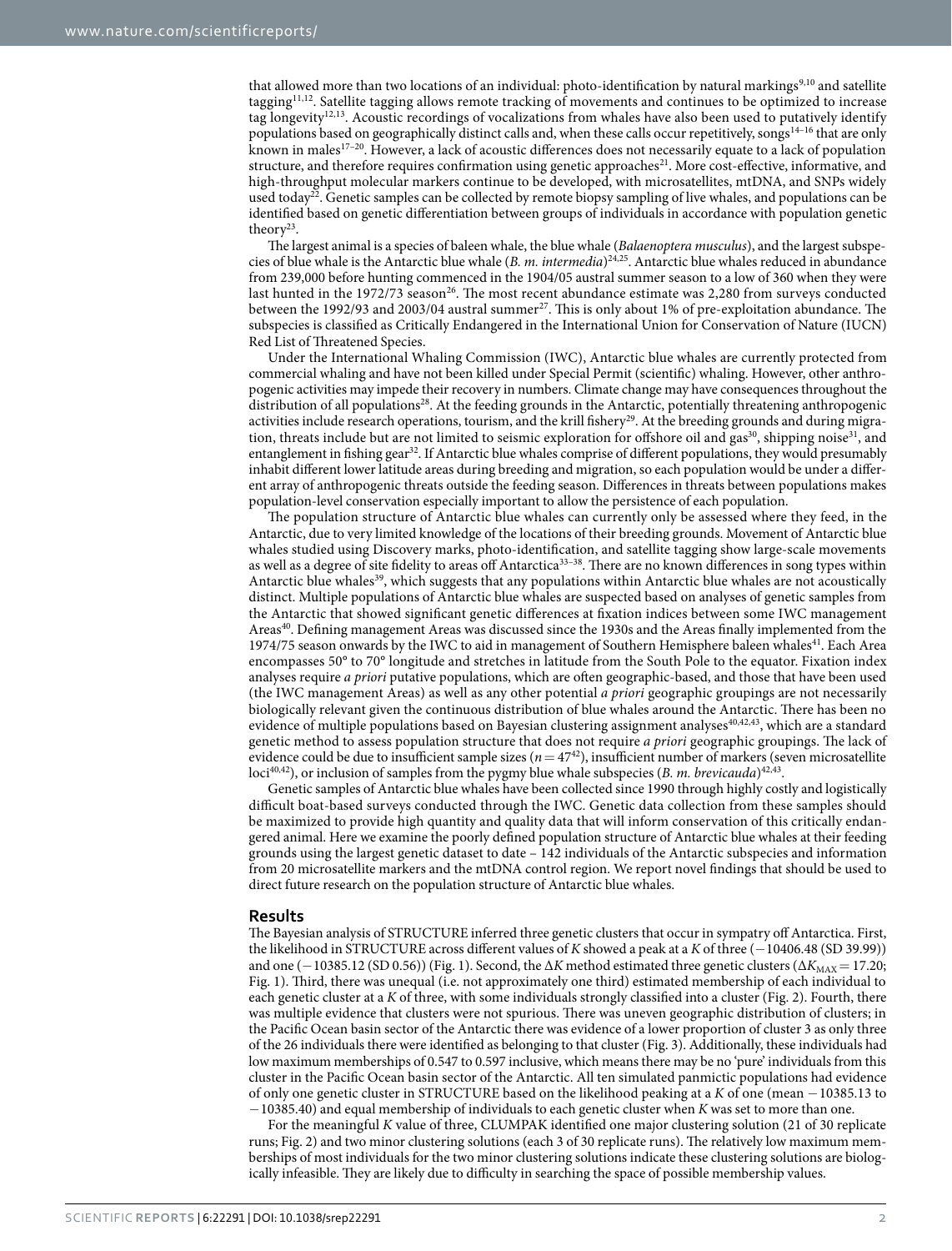that allowed more than two locations of an individual: photo-identification by natural markings[9,10] and satellite tagging[11,12]. Satellite tagging allows remote tracking of movements and continues to be optimized to increase tag longevity[12,13]. Acoustic recordings of vocalizations from whales have also been used to putatively identify populations based on geographically distinct calls and, when these calls occur repetitively, songs[14–16] that are only known in males[17–20]. However, a lack of acoustic differences does not necessarily equate to a lack of population structure, and therefore requires confirmation using genetic approaches[21]. More cost-effective, informative, and high-throughput molecular markers continue to be developed, with microsatellites, mtDNA, and SNPs widely used today[22]. Genetic samples can be collected by remote biopsy sampling of live whales, and populations can be identified based on genetic differentiation between groups of individuals in accordance with population genetic theory[23].

The largest animal is a species of baleen whale, the blue whale (*Balaenoptera musculus*), and the largest subspecies of blue whale is the Antarctic blue whale (*B. m. intermedia*)[24,25]. Antarctic blue whales reduced in abundance from 239,000 before hunting commenced in the 1904/05 austral summer season to a low of 360 when they were last hunted in the 1972/73 season[26]. The most recent abundance estimate was 2,280 from surveys conducted between the 1992/93 and 2003/04 austral summer[27]. This is only about 1% of pre-exploitation abundance. The subspecies is classified as Critically Endangered in the International Union for Conservation of Nature (IUCN) Red List of Threatened Species.

Under the International Whaling Commission (IWC), Antarctic blue whales are currently protected from commercial whaling and have not been killed under Special Permit (scientific) whaling. However, other anthropogenic activities may impede their recovery in numbers. Climate change may have consequences throughout the distribution of all populations[28]. At the feeding grounds in the Antarctic, potentially threatening anthropogenic activities include research operations, tourism, and the krill fishery[29]. At the breeding grounds and during migration, threats include but are not limited to seismic exploration for offshore oil and gas[30], shipping noise[31], and entanglement in fishing gear[32]. If Antarctic blue whales comprise of different populations, they would presumably inhabit different lower latitude areas during breeding and migration, so each population would be under a different array of anthropogenic threats outside the feeding season. Differences in threats between populations makes population-level conservation especially important to allow the persistence of each population.

The population structure of Antarctic blue whales can currently only be assessed where they feed, in the Antarctic, due to very limited knowledge of the locations of their breeding grounds. Movement of Antarctic blue whales studied using Discovery marks, photo-identification, and satellite tagging show large-scale movements as well as a degree of site fidelity to areas off Antarctica[33–38]. There are no known differences in song types within Antarctic blue whales[39], which suggests that any populations within Antarctic blue whales are not acoustically distinct. Multiple populations of Antarctic blue whales are suspected based on analyses of genetic samples from the Antarctic that showed significant genetic differences at fixation indices between some IWC management Areas[40]. Defining management Areas was discussed since the 1930s and the Areas finally implemented from the 1974/75 season onwards by the IWC to aid in management of Southern Hemisphere baleen whales[41]. Each Area encompasses 50° to 70° longitude and stretches in latitude from the South Pole to the equator. Fixation index analyses require *a priori* putative populations, which are often geographic-based, and those that have been used (the IWC management Areas) as well as any other potential *a priori* geographic groupings are not necessarily biologically relevant given the continuous distribution of blue whales around the Antarctic. There has been no evidence of multiple populations based on Bayesian clustering assignment analyses[40,42,43], which are a standard genetic method to assess population structure that does not require *a priori* geographic groupings. The lack of evidence could be due to insufficient sample sizes ($n = 47$[42]), insufficient number of markers (seven microsatellite loci[40,42]), or inclusion of samples from the pygmy blue whale subspecies (*B. m. brevicauda*)[42,43].

Genetic samples of Antarctic blue whales have been collected since 1990 through highly costly and logistically difficult boat-based surveys conducted through the IWC. Genetic data collection from these samples should be maximized to provide high quantity and quality data that will inform conservation of this critically endangered animal. Here we examine the poorly defined population structure of Antarctic blue whales at their feeding grounds using the largest genetic dataset to date – 142 individuals of the Antarctic subspecies and information from 20 microsatellite markers and the mtDNA control region. We report novel findings that should be used to direct future research on the population structure of Antarctic blue whales.

## Results

The Bayesian analysis of STRUCTURE inferred three genetic clusters that occur in sympatry off Antarctica. First, the likelihood in STRUCTURE across different values of $K$ showed a peak at a $K$ of three (−10406.48 (SD 39.99)) and one (−10385.12 (SD 0.56)) (Fig. 1). Second, the $\Delta K$ method estimated three genetic clusters ($\Delta K_{MAX} = 17.20$; Fig. 1). Third, there was unequal (i.e. not approximately one third) estimated membership of each individual to each genetic cluster at a $K$ of three, with some individuals strongly classified into a cluster (Fig. 2). Fourth, there was multiple evidence that clusters were not spurious. There was uneven geographic distribution of clusters; in the Pacific Ocean basin sector of the Antarctic there was evidence of a lower proportion of cluster 3 as only three of the 26 individuals there were identified as belonging to that cluster (Fig. 3). Additionally, these individuals had low maximum memberships of 0.547 to 0.597 inclusive, which means there may be no 'pure' individuals from this cluster in the Pacific Ocean basin sector of the Antarctic. All ten simulated panmictic populations had evidence of only one genetic cluster in STRUCTURE based on the likelihood peaking at a $K$ of one (mean −10385.13 to −10385.40) and equal membership of individuals to each genetic cluster when $K$ was set to more than one.

For the meaningful $K$ value of three, CLUMPAK identified one major clustering solution (21 of 30 replicate runs; Fig. 2) and two minor clustering solutions (each 3 of 30 replicate runs). The relatively low maximum memberships of most individuals for the two minor clustering solutions indicate these clustering solutions are biologically infeasible. They are likely due to difficulty in searching the space of possible membership values.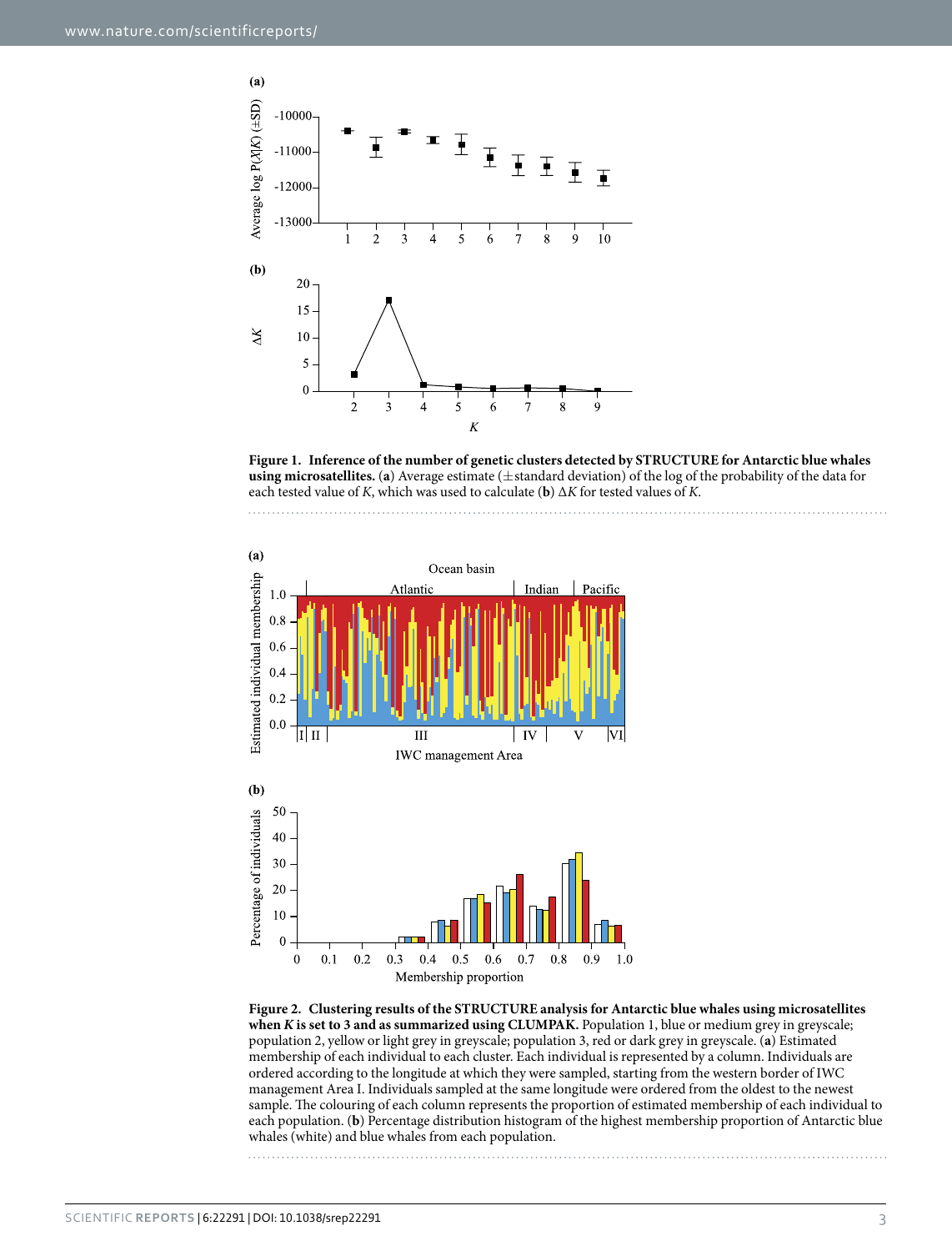**Figure 1. Inference of the number of genetic clusters detected by STRUCTURE for Antarctic blue whales using microsatellites.** (**a**) Average estimate (±standard deviation) of the log of the probability of the data for each tested value of *K*, which was used to calculate (**b**) Δ*K* for tested values of *K*.

**Figure 2. Clustering results of the STRUCTURE analysis for Antarctic blue whales using microsatellites when *K* is set to 3 and as summarized using CLUMPAK.** Population 1, blue or medium grey in greyscale; population 2, yellow or light grey in greyscale; population 3, red or dark grey in greyscale. (**a**) Estimated membership of each individual to each cluster. Each individual is represented by a column. Individuals are ordered according to the longitude at which they were sampled, starting from the western border of IWC management Area I. Individuals sampled at the same longitude were ordered from the oldest to the newest sample. The colouring of each column represents the proportion of estimated membership of each individual to each population. (**b**) Percentage distribution histogram of the highest membership proportion of Antarctic blue whales (white) and blue whales from each population.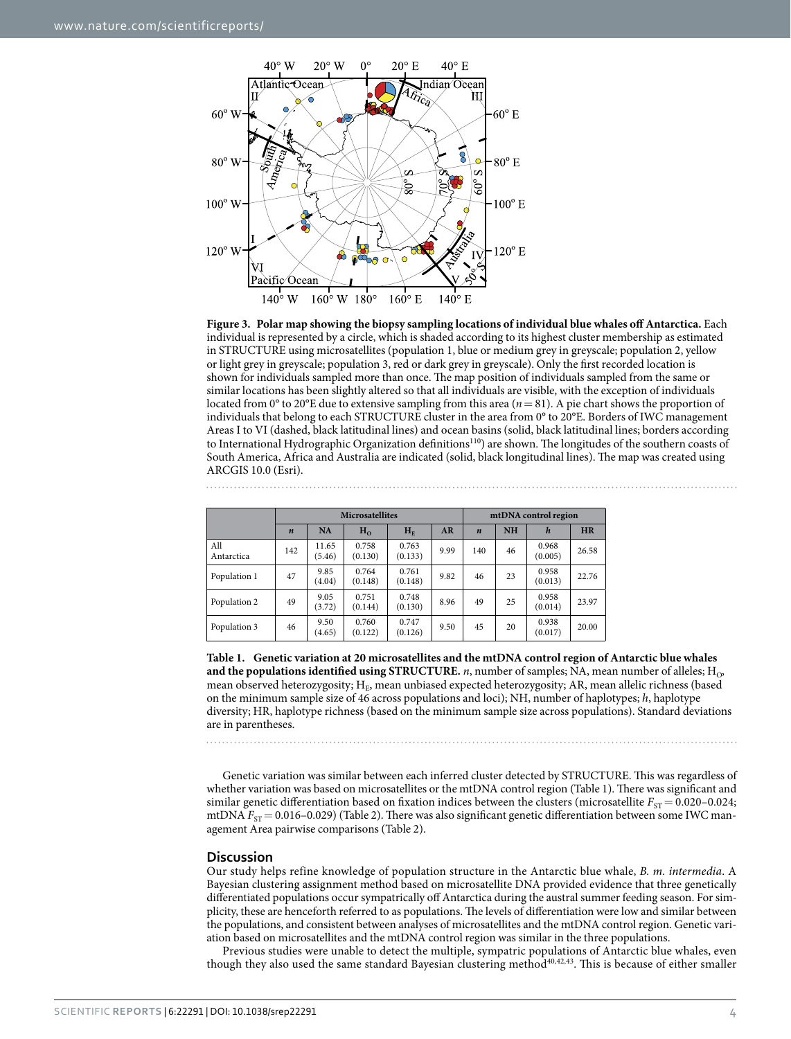**Figure 3. Polar map showing the biopsy sampling locations of individual blue whales off Antarctica.** Each individual is represented by a circle, which is shaded according to its highest cluster membership as estimated in STRUCTURE using microsatellites (population 1, blue or medium grey in greyscale; population 2, yellow or light grey in greyscale; population 3, red or dark grey in greyscale). Only the first recorded location is shown for individuals sampled more than once. The map position of individuals sampled from the same or similar locations has been slightly altered so that all individuals are visible, with the exception of individuals located from 0° to 20°E due to extensive sampling from this area ($n = 81$). A pie chart shows the proportion of individuals that belong to each STRUCTURE cluster in the area from 0° to 20°E. Borders of IWC management Areas I to VI (dashed, black latitudinal lines) and ocean basins (solid, black latitudinal lines; borders according to International Hydrographic Organization definitions[110]) are shown. The longitudes of the southern coasts of South America, Africa and Australia are indicated (solid, black longitudinal lines). The map was created using ARCGIS 10.0 (Esri).

| | Microsatellites | | | | | mtDNA control region | | | |
|---|---|---|---|---|---|---|---|---|---|
| | $n$ | NA | $H_O$ | $H_E$ | AR | $n$ | NH | $h$ | HR |
| All Antarctica | 142 | 11.65 (5.46) | 0.758 (0.130) | 0.763 (0.133) | 9.99 | 140 | 46 | 0.968 (0.005) | 26.58 |
| Population 1 | 47 | 9.85 (4.04) | 0.764 (0.148) | 0.761 (0.148) | 9.82 | 46 | 23 | 0.958 (0.013) | 22.76 |
| Population 2 | 49 | 9.05 (3.72) | 0.751 (0.144) | 0.748 (0.130) | 8.96 | 49 | 25 | 0.958 (0.014) | 23.97 |
| Population 3 | 46 | 9.50 (4.65) | 0.760 (0.122) | 0.747 (0.126) | 9.50 | 45 | 20 | 0.938 (0.017) | 20.00 |

**Table 1. Genetic variation at 20 microsatellites and the mtDNA control region of Antarctic blue whales and the populations identified using STRUCTURE.** $n$, number of samples; NA, mean number of alleles; $H_O$, mean observed heterozygosity; $H_E$, mean unbiased expected heterozygosity; AR, mean allelic richness (based on the minimum sample size of 46 across populations and loci); NH, number of haplotypes; $h$, haplotype diversity; HR, haplotype richness (based on the minimum sample size across populations). Standard deviations are in parentheses.

Genetic variation was similar between each inferred cluster detected by STRUCTURE. This was regardless of whether variation was based on microsatellites or the mtDNA control region (Table 1). There was significant and similar genetic differentiation based on fixation indices between the clusters (microsatellite $F_{ST} = 0.020$–$0.024$; mtDNA $F_{ST} = 0.016$–$0.029$) (Table 2). There was also significant genetic differentiation between some IWC management Area pairwise comparisons (Table 2).

## Discussion

Our study helps refine knowledge of population structure in the Antarctic blue whale, *B. m. intermedia*. A Bayesian clustering assignment method based on microsatellite DNA provided evidence that three genetically differentiated populations occur sympatrically off Antarctica during the austral summer feeding season. For simplicity, these are henceforth referred to as populations. The levels of differentiation were low and similar between the populations, and consistent between analyses of microsatellites and the mtDNA control region. Genetic variation based on microsatellites and the mtDNA control region was similar in the three populations.

Previous studies were unable to detect the multiple, sympatric populations of Antarctic blue whales, even though they also used the same standard Bayesian clustering method[40,42,43]. This is because of either smaller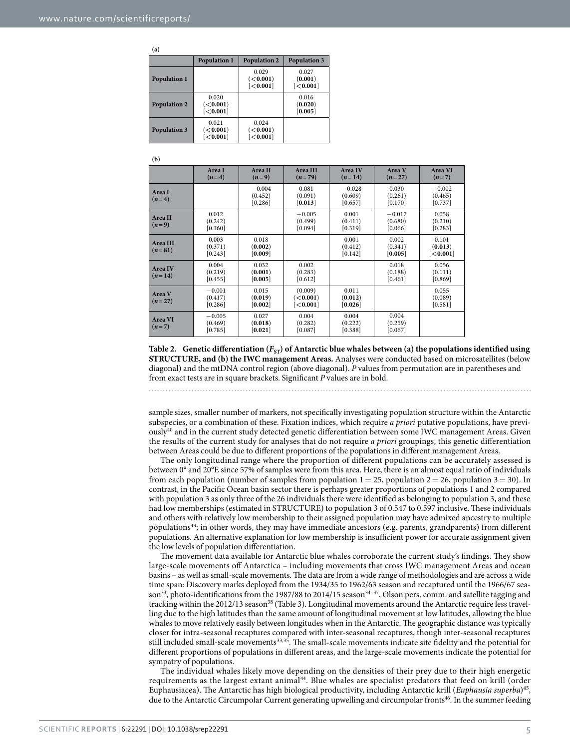**(a)**

| | Population 1 | Population 2 | Population 3 |
|---|---|---|---|
| **Population 1** | | 0.029 (<**0.001**) [<**0.001**] | 0.027 (**0.001**) [<**0.001**] |
| **Population 2** | 0.020 (<**0.001**) [<**0.001**] | | 0.016 (**0.020**) [**0.005**] |
| **Population 3** | 0.021 (<**0.001**) [<**0.001**] | 0.024 (<**0.001**) [<**0.001**] | |

**(b)**

| | Area I ($n$ = 4) | Area II ($n$ = 9) | Area III ($n$ = 79) | Area IV ($n$ = 14) | Area V ($n$ = 27) | Area VI ($n$ = 7) |
|---|---|---|---|---|---|---|
| **Area I ($n$ = 4)** | | −0.004 (0.452) [0.286] | 0.081 (0.091) [**0.013**] | −0.028 (0.609) [0.657] | 0.030 (0.261) [0.170] | −0.002 (0.465) [0.737] |
| **Area II ($n$ = 9)** | 0.012 (0.242) [0.160] | | −0.005 (0.499) [0.094] | 0.001 (0.411) [0.319] | −0.017 (0.680) [0.066] | 0.058 (0.210) [0.283] |
| **Area III ($n$ = 81)** | 0.003 (0.371) [0.243] | 0.018 (**0.002**) [**0.009**] | | 0.001 (0.412) [0.142] | 0.002 (0.341) [**0.005**] | 0.101 (**0.013**) [<**0.001**] |
| **Area IV ($n$ = 14)** | 0.004 (0.219) [0.455] | 0.032 (**0.001**) [**0.005**] | 0.002 (0.283) [0.612] | | 0.018 (0.188) [0.461] | 0.056 (0.111) [0.869] |
| **Area V ($n$ = 27)** | −0.001 (0.417) [0.286] | 0.015 (**0.019**) [**0.002**] | (0.009) (<**0.001**) [<**0.001**] | 0.011 (**0.012**) [**0.026**] | | 0.055 (0.089) [0.581] |
| **Area VI ($n$ = 7)** | −0.005 (0.469) [0.785] | 0.027 (**0.018**) [**0.021**] | 0.004 (0.282) [0.087] | 0.004 (0.222) [0.388] | 0.004 (0.259) [0.067] | |

**Table 2. Genetic differentiation ($F_{ST}$) of Antarctic blue whales between (a) the populations identified using STRUCTURE, and (b) the IWC management Areas.** Analyses were conducted based on microsatellites (below diagonal) and the mtDNA control region (above diagonal). *P* values from permutation are in parentheses and from exact tests are in square brackets. Significant *P* values are in bold.

sample sizes, smaller number of markers, not specifically investigating population structure within the Antarctic subspecies, or a combination of these. Fixation indices, which require *a priori* putative populations, have previously[40] and in the current study detected genetic differentiation between some IWC management Areas. Given the results of the current study for analyses that do not require *a priori* groupings, this genetic differentiation between Areas could be due to different proportions of the populations in different management Areas.

The only longitudinal range where the proportion of different populations can be accurately assessed is between 0° and 20°E since 57% of samples were from this area. Here, there is an almost equal ratio of individuals from each population (number of samples from population 1 = 25, population 2 = 26, population 3 = 30). In contrast, in the Pacific Ocean basin sector there is perhaps greater proportions of populations 1 and 2 compared with population 3 as only three of the 26 individuals there were identified as belonging to population 3, and these had low memberships (estimated in STRUCTURE) to population 3 of 0.547 to 0.597 inclusive. These individuals and others with relatively low membership to their assigned population may have admixed ancestry to multiple populations[43]; in other words, they may have immediate ancestors (e.g. parents, grandparents) from different populations. An alternative explanation for low membership is insufficient power for accurate assignment given the low levels of population differentiation.

The movement data available for Antarctic blue whales corroborate the current study's findings. They show large-scale movements off Antarctica – including movements that cross IWC management Areas and ocean basins – as well as small-scale movements. The data are from a wide range of methodologies and are across a wide time span: Discovery marks deployed from the 1934/35 to 1962/63 season and recaptured until the 1966/67 season[33], photo-identifications from the 1987/88 to 2014/15 season[34–37], Olson pers. comm. and satellite tagging and tracking within the 2012/13 season[38] (Table 3). Longitudinal movements around the Antarctic require less travelling due to the high latitudes than the same amount of longitudinal movement at low latitudes, allowing the blue whales to move relatively easily between longitudes when in the Antarctic. The geographic distance was typically closer for intra-seasonal recaptures compared with inter-seasonal recaptures, though inter-seasonal recaptures still included small-scale movements[33,35]. The small-scale movements indicate site fidelity and the potential for different proportions of populations in different areas, and the large-scale movements indicate the potential for sympatry of populations.

The individual whales likely move depending on the densities of their prey due to their high energetic requirements as the largest extant animal[44]. Blue whales are specialist predators that feed on krill (order Euphausiacea). The Antarctic has high biological productivity, including Antarctic krill (*Euphausia superba*)[45], due to the Antarctic Circumpolar Current generating upwelling and circumpolar fronts[46]. In the summer feeding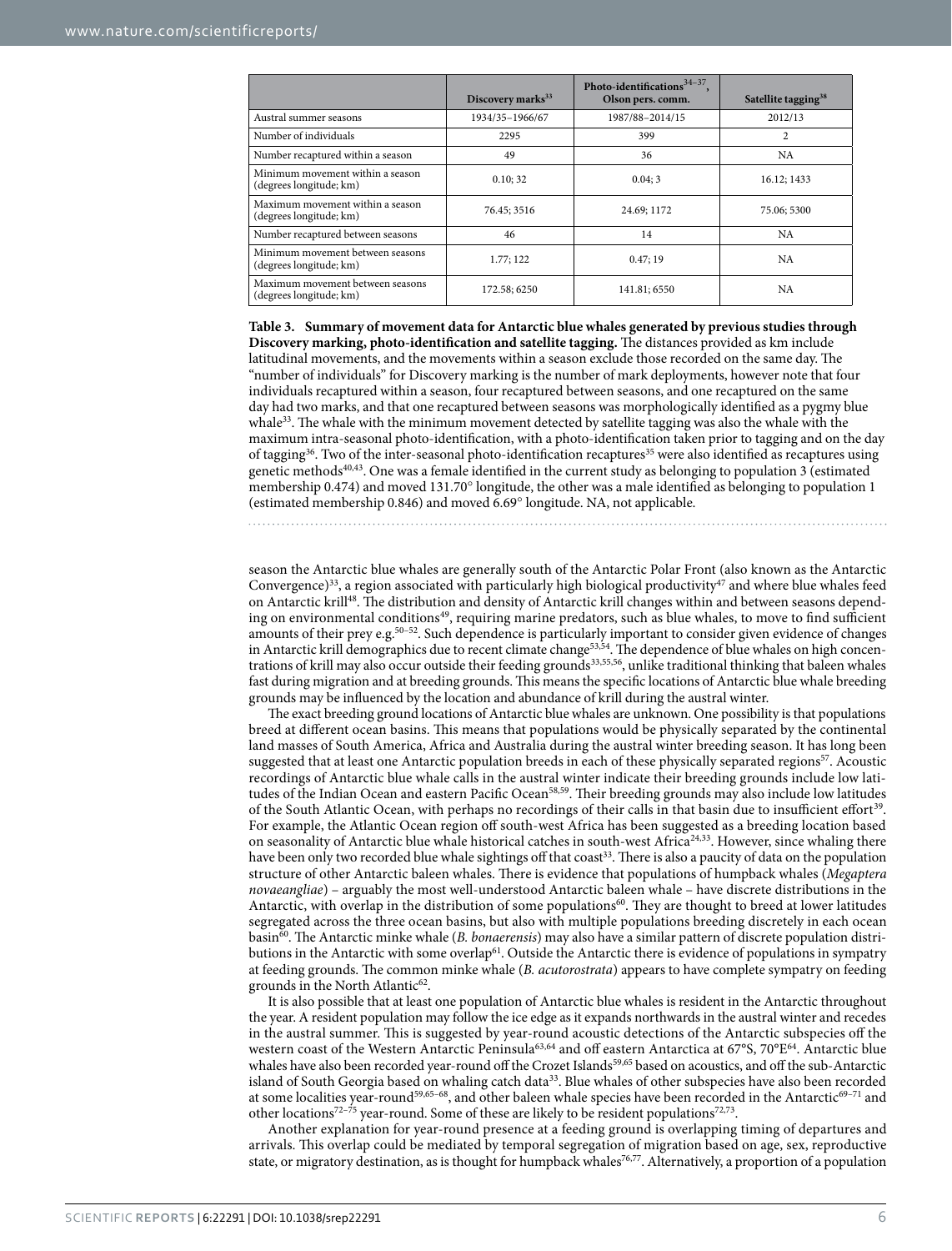| | Discovery marks[33] | Photo-identifications[34–37], Olson pers. comm. | Satellite tagging[38] |
|---|---|---|---|
| Austral summer seasons | 1934/35–1966/67 | 1987/88–2014/15 | 2012/13 |
| Number of individuals | 2295 | 399 | 2 |
| Number recaptured within a season | 49 | 36 | NA |
| Minimum movement within a season (degrees longitude; km) | 0.10; 32 | 0.04; 3 | 16.12; 1433 |
| Maximum movement within a season (degrees longitude; km) | 76.45; 3516 | 24.69; 1172 | 75.06; 5300 |
| Number recaptured between seasons | 46 | 14 | NA |
| Minimum movement between seasons (degrees longitude; km) | 1.77; 122 | 0.47; 19 | NA |
| Maximum movement between seasons (degrees longitude; km) | 172.58; 6250 | 141.81; 6550 | NA |

**Table 3. Summary of movement data for Antarctic blue whales generated by previous studies through Discovery marking, photo-identification and satellite tagging.** The distances provided as km include latitudinal movements, and the movements within a season exclude those recorded on the same day. The "number of individuals" for Discovery marking is the number of mark deployments, however note that four individuals recaptured within a season, four recaptured between seasons, and one recaptured on the same day had two marks, and that one recaptured between seasons was morphologically identified as a pygmy blue whale[33]. The whale with the minimum movement detected by satellite tagging was also the whale with the maximum intra-seasonal photo-identification, with a photo-identification taken prior to tagging and on the day of tagging[36]. Two of the inter-seasonal photo-identification recaptures[35] were also identified as recaptures using genetic methods[40,43]. One was a female identified in the current study as belonging to population 3 (estimated membership 0.474) and moved 131.70° longitude, the other was a male identified as belonging to population 1 (estimated membership 0.846) and moved 6.69° longitude. NA, not applicable.

season the Antarctic blue whales are generally south of the Antarctic Polar Front (also known as the Antarctic Convergence)[33], a region associated with particularly high biological productivity[47] and where blue whales feed on Antarctic krill[48]. The distribution and density of Antarctic krill changes within and between seasons depending on environmental conditions[49], requiring marine predators, such as blue whales, to move to find sufficient amounts of their prey e.g.[50–52]. Such dependence is particularly important to consider given evidence of changes in Antarctic krill demographics due to recent climate change[53,54]. The dependence of blue whales on high concentrations of krill may also occur outside their feeding grounds[33,55,56], unlike traditional thinking that baleen whales fast during migration and at breeding grounds. This means the specific locations of Antarctic blue whale breeding grounds may be influenced by the location and abundance of krill during the austral winter.

The exact breeding ground locations of Antarctic blue whales are unknown. One possibility is that populations breed at different ocean basins. This means that populations would be physically separated by the continental land masses of South America, Africa and Australia during the austral winter breeding season. It has long been suggested that at least one Antarctic population breeds in each of these physically separated regions[57]. Acoustic recordings of Antarctic blue whale calls in the austral winter indicate their breeding grounds include low latitudes of the Indian Ocean and eastern Pacific Ocean[58,59]. Their breeding grounds may also include low latitudes of the South Atlantic Ocean, with perhaps no recordings of their calls in that basin due to insufficient effort[39]. For example, the Atlantic Ocean region off south-west Africa has been suggested as a breeding location based on seasonality of Antarctic blue whale historical catches in south-west Africa[24,33]. However, since whaling there have been only two recorded blue whale sightings off that coast[33]. There is also a paucity of data on the population structure of other Antarctic baleen whales. There is evidence that populations of humpback whales (*Megaptera novaeangliae*) – arguably the most well-understood Antarctic baleen whale – have discrete distributions in the Antarctic, with overlap in the distribution of some populations[60]. They are thought to breed at lower latitudes segregated across the three ocean basins, but also with multiple populations breeding discretely in each ocean basin[60]. The Antarctic minke whale (*B. bonaerensis*) may also have a similar pattern of discrete population distributions in the Antarctic with some overlap[61]. Outside the Antarctic there is evidence of populations in sympatry at feeding grounds. The common minke whale (*B. acutorostrata*) appears to have complete sympatry on feeding grounds in the North Atlantic[62].

It is also possible that at least one population of Antarctic blue whales is resident in the Antarctic throughout the year. A resident population may follow the ice edge as it expands northwards in the austral winter and recedes in the austral summer. This is suggested by year-round acoustic detections of the Antarctic subspecies off the western coast of the Western Antarctic Peninsula[63,64] and off eastern Antarctica at 67°S, 70°E[64]. Antarctic blue whales have also been recorded year-round off the Crozet Islands[59,65] based on acoustics, and off the sub-Antarctic island of South Georgia based on whaling catch data[33]. Blue whales of other subspecies have also been recorded at some localities year-round[59,65–68], and other baleen whale species have been recorded in the Antarctic[69–71] and other locations[72–75] year-round. Some of these are likely to be resident populations[72,73].

Another explanation for year-round presence at a feeding ground is overlapping timing of departures and arrivals. This overlap could be mediated by temporal segregation of migration based on age, sex, reproductive state, or migratory destination, as is thought for humpback whales[76,77]. Alternatively, a proportion of a population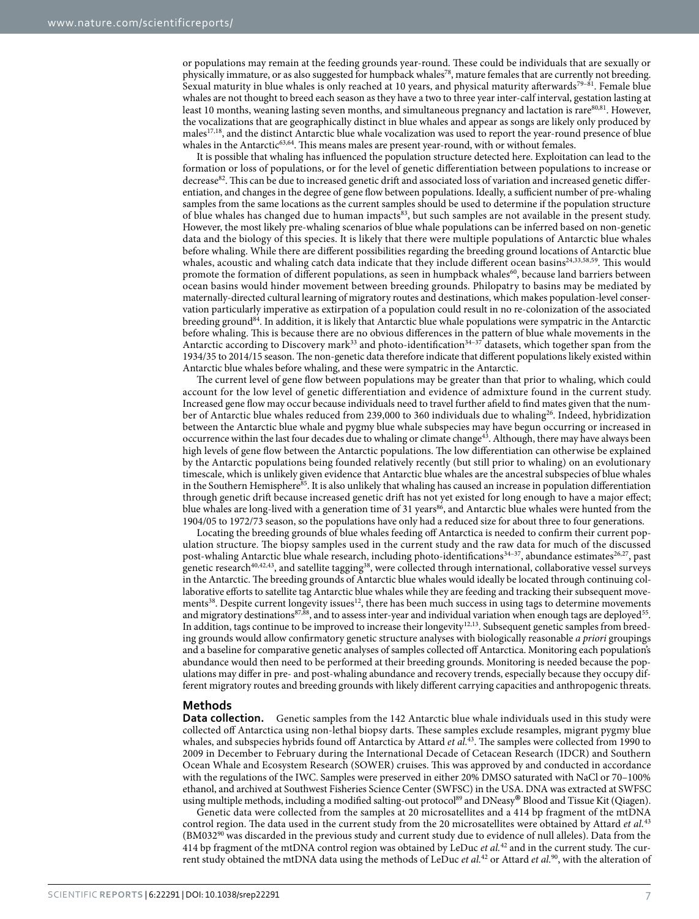or populations may remain at the feeding grounds year-round. These could be individuals that are sexually or physically immature, or as also suggested for humpback whales[78], mature females that are currently not breeding. Sexual maturity in blue whales is only reached at 10 years, and physical maturity afterwards[79–81]. Female blue whales are not thought to breed each season as they have a two to three year inter-calf interval, gestation lasting at least 10 months, weaning lasting seven months, and simultaneous pregnancy and lactation is rare[80,81]. However, the vocalizations that are geographically distinct in blue whales and appear as songs are likely only produced by males[17,18], and the distinct Antarctic blue whale vocalization was used to report the year-round presence of blue whales in the Antarctic[63,64]. This means males are present year-round, with or without females.

It is possible that whaling has influenced the population structure detected here. Exploitation can lead to the formation or loss of populations, or for the level of genetic differentiation between populations to increase or decrease[82]. This can be due to increased genetic drift and associated loss of variation and increased genetic differentiation, and changes in the degree of gene flow between populations. Ideally, a sufficient number of pre-whaling samples from the same locations as the current samples should be used to determine if the population structure of blue whales has changed due to human impacts[83], but such samples are not available in the present study. However, the most likely pre-whaling scenarios of blue whale populations can be inferred based on non-genetic data and the biology of this species. It is likely that there were multiple populations of Antarctic blue whales before whaling. While there are different possibilities regarding the breeding ground locations of Antarctic blue whales, acoustic and whaling catch data indicate that they include different ocean basins[24,33,58,59]. This would promote the formation of different populations, as seen in humpback whales[60], because land barriers between ocean basins would hinder movement between breeding grounds. Philopatry to basins may be mediated by maternally-directed cultural learning of migratory routes and destinations, which makes population-level conservation particularly imperative as extirpation of a population could result in no re-colonization of the associated breeding ground[84]. In addition, it is likely that Antarctic blue whale populations were sympatric in the Antarctic before whaling. This is because there are no obvious differences in the pattern of blue whale movements in the Antarctic according to Discovery mark[33] and photo-identification[34–37] datasets, which together span from the 1934/35 to 2014/15 season. The non-genetic data therefore indicate that different populations likely existed within Antarctic blue whales before whaling, and these were sympatric in the Antarctic.

The current level of gene flow between populations may be greater than that prior to whaling, which could account for the low level of genetic differentiation and evidence of admixture found in the current study. Increased gene flow may occur because individuals need to travel further afield to find mates given that the number of Antarctic blue whales reduced from 239,000 to 360 individuals due to whaling[26]. Indeed, hybridization between the Antarctic blue whale and pygmy blue whale subspecies may have begun occurring or increased in occurrence within the last four decades due to whaling or climate change[43]. Although, there may have always been high levels of gene flow between the Antarctic populations. The low differentiation can otherwise be explained by the Antarctic populations being founded relatively recently (but still prior to whaling) on an evolutionary timescale, which is unlikely given evidence that Antarctic blue whales are the ancestral subspecies of blue whales in the Southern Hemisphere[85]. It is also unlikely that whaling has caused an increase in population differentiation through genetic drift because increased genetic drift has not yet existed for long enough to have a major effect; blue whales are long-lived with a generation time of 31 years[86], and Antarctic blue whales were hunted from the 1904/05 to 1972/73 season, so the populations have only had a reduced size for about three to four generations.

Locating the breeding grounds of blue whales feeding off Antarctica is needed to confirm their current population structure. The biopsy samples used in the current study and the raw data for much of the discussed post-whaling Antarctic blue whale research, including photo-identifications[34–37], abundance estimates[26,27], past genetic research[40,42,43], and satellite tagging[38], were collected through international, collaborative vessel surveys in the Antarctic. The breeding grounds of Antarctic blue whales would ideally be located through continuing collaborative efforts to satellite tag Antarctic blue whales while they are feeding and tracking their subsequent movements[38]. Despite current longevity issues[12], there has been much success in using tags to determine movements and migratory destinations[87,88], and to assess inter-year and individual variation when enough tags are deployed[55]. In addition, tags continue to be improved to increase their longevity[12,13]. Subsequent genetic samples from breeding grounds would allow confirmatory genetic structure analyses with biologically reasonable *a priori* groupings and a baseline for comparative genetic analyses of samples collected off Antarctica. Monitoring each population's abundance would then need to be performed at their breeding grounds. Monitoring is needed because the populations may differ in pre- and post-whaling abundance and recovery trends, especially because they occupy different migratory routes and breeding grounds with likely different carrying capacities and anthropogenic threats.

## Methods

**Data collection.** Genetic samples from the 142 Antarctic blue whale individuals used in this study were collected off Antarctica using non-lethal biopsy darts. These samples exclude resamples, migrant pygmy blue whales, and subspecies hybrids found off Antarctica by Attard *et al.*[43]. The samples were collected from 1990 to 2009 in December to February during the International Decade of Cetacean Research (IDCR) and Southern Ocean Whale and Ecosystem Research (SOWER) cruises. This was approved by and conducted in accordance with the regulations of the IWC. Samples were preserved in either 20% DMSO saturated with NaCl or 70–100% ethanol, and archived at Southwest Fisheries Science Center (SWFSC) in the USA. DNA was extracted at SWFSC using multiple methods, including a modified salting-out protocol[89] and DNeasy® Blood and Tissue Kit (Qiagen).

Genetic data were collected from the samples at 20 microsatellites and a 414 bp fragment of the mtDNA control region. The data used in the current study from the 20 microsatellites were obtained by Attard *et al.*[43] (BM032[90] was discarded in the previous study and current study due to evidence of null alleles). Data from the 414 bp fragment of the mtDNA control region was obtained by LeDuc *et al.*[42] and in the current study. The current study obtained the mtDNA data using the methods of LeDuc *et al.*[42] or Attard *et al.*[90], with the alteration of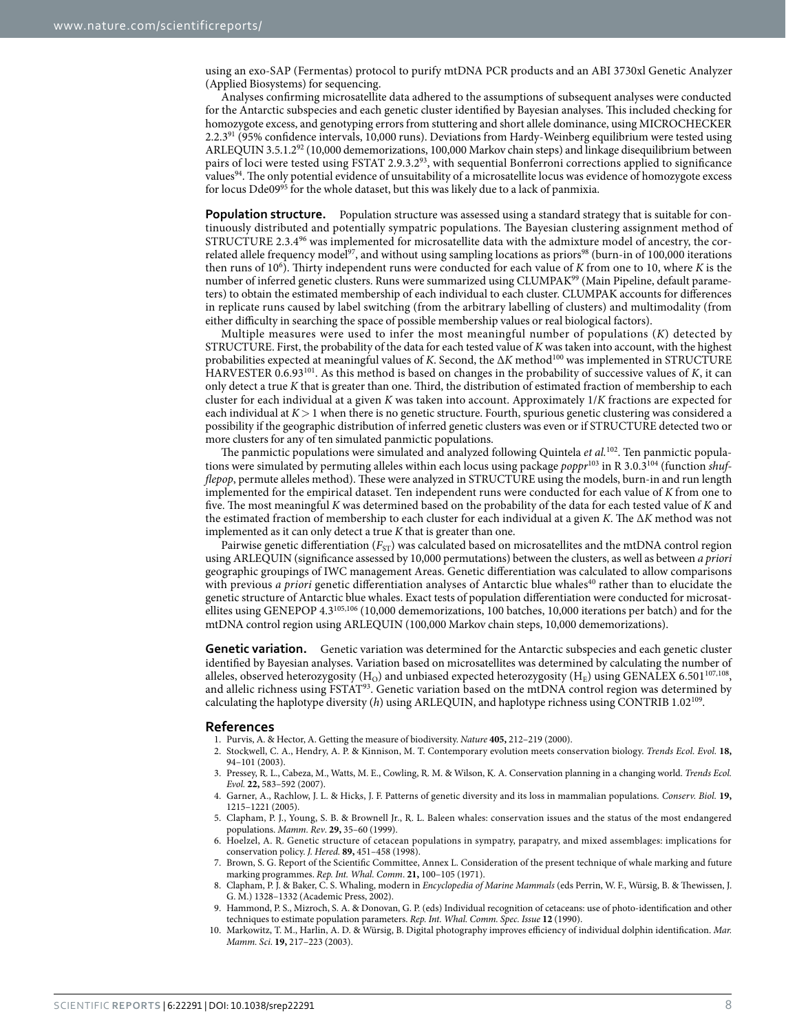using an exo-SAP (Fermentas) protocol to purify mtDNA PCR products and an ABI 3730xl Genetic Analyzer (Applied Biosystems) for sequencing.

Analyses confirming microsatellite data adhered to the assumptions of subsequent analyses were conducted for the Antarctic subspecies and each genetic cluster identified by Bayesian analyses. This included checking for homozygote excess, and genotyping errors from stuttering and short allele dominance, using MICROCHECKER 2.2.3[91] (95% confidence intervals, 10,000 runs). Deviations from Hardy-Weinberg equilibrium were tested using ARLEQUIN 3.5.1.2[92] (10,000 dememorizations, 100,000 Markov chain steps) and linkage disequilibrium between pairs of loci were tested using FSTAT 2.9.3.2[93], with sequential Bonferroni corrections applied to significance values[94]. The only potential evidence of unsuitability of a microsatellite locus was evidence of homozygote excess for locus Dde09[95] for the whole dataset, but this was likely due to a lack of panmixia.

**Population structure.** Population structure was assessed using a standard strategy that is suitable for continuously distributed and potentially sympatric populations. The Bayesian clustering assignment method of STRUCTURE 2.3.4[96] was implemented for microsatellite data with the admixture model of ancestry, the correlated allele frequency model[97], and without using sampling locations as priors[98] (burn-in of 100,000 iterations then runs of $10^6$). Thirty independent runs were conducted for each value of $K$ from one to 10, where $K$ is the number of inferred genetic clusters. Runs were summarized using CLUMPAK[99] (Main Pipeline, default parameters) to obtain the estimated membership of each individual to each cluster. CLUMPAK accounts for differences in replicate runs caused by label switching (from the arbitrary labelling of clusters) and multimodality (from either difficulty in searching the space of possible membership values or real biological factors).

Multiple measures were used to infer the most meaningful number of populations ($K$) detected by STRUCTURE. First, the probability of the data for each tested value of $K$ was taken into account, with the highest probabilities expected at meaningful values of $K$. Second, the $\Delta K$ method[100] was implemented in STRUCTURE HARVESTER 0.6.93[101]. As this method is based on changes in the probability of successive values of $K$, it can only detect a true $K$ that is greater than one. Third, the distribution of estimated fraction of membership to each cluster for each individual at a given $K$ was taken into account. Approximately $1/K$ fractions are expected for each individual at $K > 1$ when there is no genetic structure. Fourth, spurious genetic clustering was considered a possibility if the geographic distribution of inferred genetic clusters was even or if STRUCTURE detected two or more clusters for any of ten simulated panmictic populations.

The panmictic populations were simulated and analyzed following Quintela *et al.*[102]. Ten panmictic populations were simulated by permuting alleles within each locus using package *poppr*[103] in R 3.0.3[104] (function *shufflepop*, permute alleles method). These were analyzed in STRUCTURE using the models, burn-in and run length implemented for the empirical dataset. Ten independent runs were conducted for each value of $K$ from one to five. The most meaningful $K$ was determined based on the probability of the data for each tested value of $K$ and the estimated fraction of membership to each cluster for each individual at a given $K$. The $\Delta K$ method was not implemented as it can only detect a true $K$ that is greater than one.

Pairwise genetic differentiation ($F_{ST}$) was calculated based on microsatellites and the mtDNA control region using ARLEQUIN (significance assessed by 10,000 permutations) between the clusters, as well as between *a priori* geographic groupings of IWC management Areas. Genetic differentiation was calculated to allow comparisons with previous *a priori* genetic differentiation analyses of Antarctic blue whales[40] rather than to elucidate the genetic structure of Antarctic blue whales. Exact tests of population differentiation were conducted for microsatellites using GENEPOP 4.3[105,106] (10,000 dememorizations, 100 batches, 10,000 iterations per batch) and for the mtDNA control region using ARLEQUIN (100,000 Markov chain steps, 10,000 dememorizations).

**Genetic variation.** Genetic variation was determined for the Antarctic subspecies and each genetic cluster identified by Bayesian analyses. Variation based on microsatellites was determined by calculating the number of alleles, observed heterozygosity ($H_O$) and unbiased expected heterozygosity ($H_E$) using GENALEX 6.501[107,108], and allelic richness using FSTAT[93]. Genetic variation based on the mtDNA control region was determined by calculating the haplotype diversity ($h$) using ARLEQUIN, and haplotype richness using CONTRIB 1.02[109].

## References

1. Purvis, A. & Hector, A. Getting the measure of biodiversity. *Nature* **405,** 212–219 (2000).
2. Stockwell, C. A., Hendry, A. P. & Kinnison, M. T. Contemporary evolution meets conservation biology. *Trends Ecol. Evol.* **18,** 94–101 (2003).
3. Pressey, R. L., Cabeza, M., Watts, M. E., Cowling, R. M. & Wilson, K. A. Conservation planning in a changing world. *Trends Ecol. Evol.* **22,** 583–592 (2007).
4. Garner, A., Rachlow, J. L. & Hicks, J. F. Patterns of genetic diversity and its loss in mammalian populations. *Conserv. Biol.* **19,** 1215–1221 (2005).
5. Clapham, P. J., Young, S. B. & Brownell Jr., R. L. Baleen whales: conservation issues and the status of the most endangered populations. *Mamm. Rev.* **29,** 35–60 (1999).
6. Hoelzel, A. R. Genetic structure of cetacean populations in sympatry, parapatry, and mixed assemblages: implications for conservation policy. *J. Hered.* **89,** 451–458 (1998).
7. Brown, S. G. Report of the Scientific Committee, Annex L. Consideration of the present technique of whale marking and future marking programmes. *Rep. Int. Whal. Comm.* **21,** 100–105 (1971).
8. Clapham, P. J. & Baker, C. S. Whaling, modern in *Encyclopedia of Marine Mammals* (eds Perrin, W. F., Würsig, B. & Thewissen, J. G. M.) 1328–1332 (Academic Press, 2002).
9. Hammond, P. S., Mizroch, S. A. & Donovan, G. P. (eds) Individual recognition of cetaceans: use of photo-identification and other techniques to estimate population parameters. *Rep. Int. Whal. Comm. Spec. Issue* **12** (1990).
10. Markowitz, T. M., Harlin, A. D. & Würsig, B. Digital photography improves efficiency of individual dolphin identification. *Mar. Mamm. Sci.* **19,** 217–223 (2003).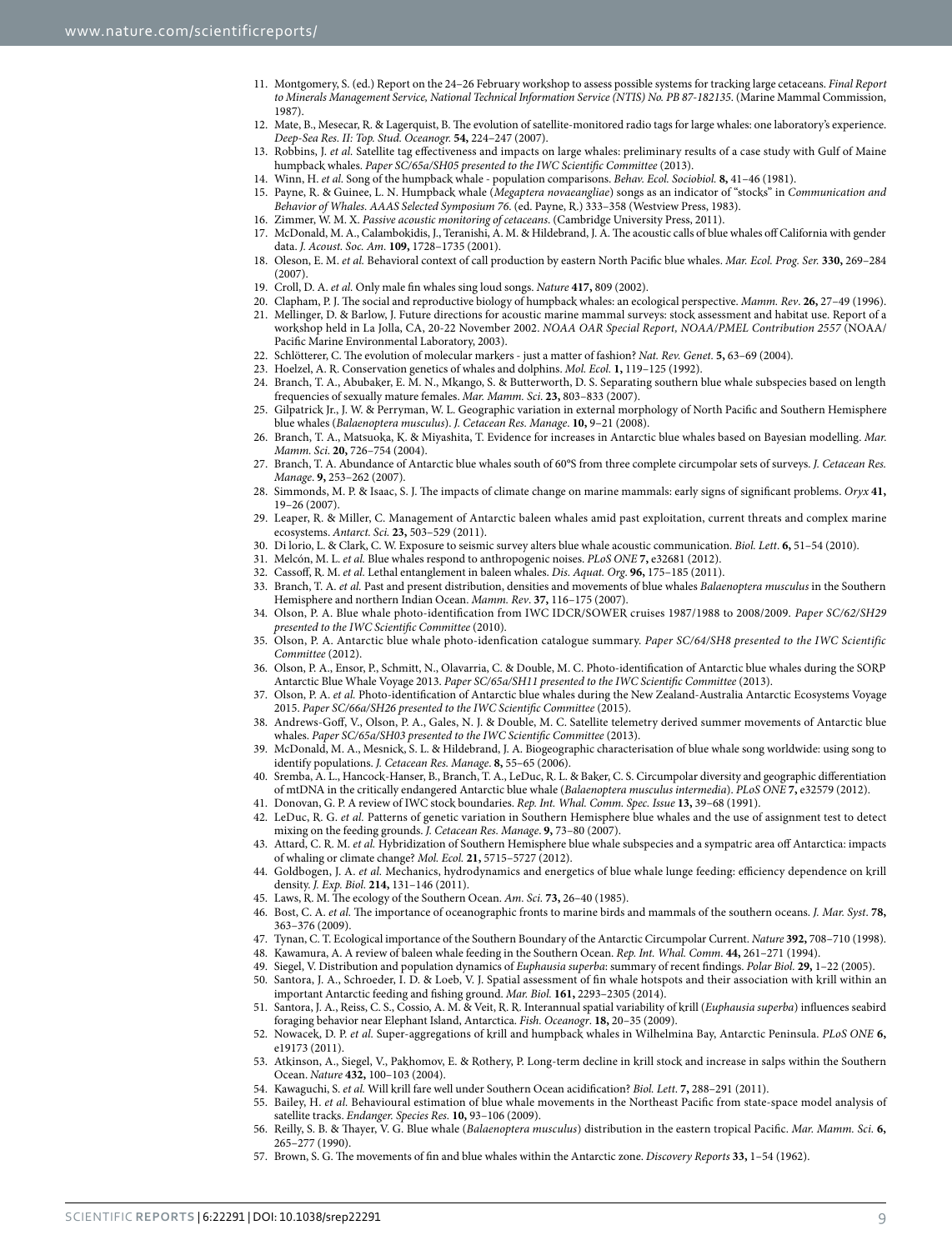11. Montgomery, S. (ed.) Report on the 24–26 February workshop to assess possible systems for tracking large cetaceans. *Final Report to Minerals Management Service, National Technical Information Service (NTIS) No. PB 87-182135*. (Marine Mammal Commission, 1987).
12. Mate, B., Mesecar, R. & Lagerquist, B. The evolution of satellite-monitored radio tags for large whales: one laboratory's experience. *Deep-Sea Res. II: Top. Stud. Oceanogr.* **54,** 224–247 (2007).
13. Robbins, J. *et al.* Satellite tag effectiveness and impacts on large whales: preliminary results of a case study with Gulf of Maine humpback whales. *Paper SC/65a/SH05 presented to the IWC Scientific Committee* (2013).
14. Winn, H. *et al.* Song of the humpback whale - population comparisons. *Behav. Ecol. Sociobiol.* **8,** 41–46 (1981).
15. Payne, R. & Guinee, L. N. Humpback whale (*Megaptera novaeangliae*) songs as an indicator of "stocks" in *Communication and Behavior of Whales. AAAS Selected Symposium 76*. (ed. Payne, R.) 333–358 (Westview Press, 1983).
16. Zimmer, W. M. X. *Passive acoustic monitoring of cetaceans*. (Cambridge University Press, 2011).
17. McDonald, M. A., Calambokidis, J., Teranishi, A. M. & Hildebrand, J. A. The acoustic calls of blue whales off California with gender data. *J. Acoust. Soc. Am.* **109,** 1728–1735 (2001).
18. Oleson, E. M. *et al.* Behavioral context of call production by eastern North Pacific blue whales. *Mar. Ecol. Prog. Ser.* **330,** 269–284 (2007).
19. Croll, D. A. *et al.* Only male fin whales sing loud songs. *Nature* **417,** 809 (2002).
20. Clapham, P. J. The social and reproductive biology of humpback whales: an ecological perspective. *Mamm. Rev*. **26,** 27–49 (1996).
21. Mellinger, D. & Barlow, J. Future directions for acoustic marine mammal surveys: stock assessment and habitat use. Report of a workshop held in La Jolla, CA, 20-22 November 2002. *NOAA OAR Special Report, NOAA/PMEL Contribution 2557* (NOAA/Pacific Marine Environmental Laboratory, 2003).
22. Schlötterer, C. The evolution of molecular markers - just a matter of fashion? *Nat. Rev. Genet*. **5,** 63–69 (2004).
23. Hoelzel, A. R. Conservation genetics of whales and dolphins. *Mol. Ecol.* **1,** 119–125 (1992).
24. Branch, T. A., Abubaker, E. M. N., Mkango, S. & Butterworth, D. S. Separating southern blue whale subspecies based on length frequencies of sexually mature females. *Mar. Mamm. Sci*. **23,** 803–833 (2007).
25. Gilpatrick Jr., J. W. & Perryman, W. L. Geographic variation in external morphology of North Pacific and Southern Hemisphere blue whales (*Balaenoptera musculus*). *J. Cetacean Res. Manage*. **10,** 9–21 (2008).
26. Branch, T. A., Matsuoka, K. & Miyashita, T. Evidence for increases in Antarctic blue whales based on Bayesian modelling. *Mar. Mamm. Sci.* **20,** 726–754 (2004).
27. Branch, T. A. Abundance of Antarctic blue whales south of 60°S from three complete circumpolar sets of surveys. *J. Cetacean Res. Manage*. **9,** 253–262 (2007).
28. Simmonds, M. P. & Isaac, S. J. The impacts of climate change on marine mammals: early signs of significant problems. *Oryx* **41,** 19–26 (2007).
29. Leaper, R. & Miller, C. Management of Antarctic baleen whales amid past exploitation, current threats and complex marine ecosystems. *Antarct. Sci.* **23,** 503–529 (2011).
30. Di Iorio, L. & Clark, C. W. Exposure to seismic survey alters blue whale acoustic communication. *Biol. Lett*. **6,** 51–54 (2010).
31. Melcón, M. L. *et al.* Blue whales respond to anthropogenic noises. *PLoS ONE* **7,** e32681 (2012).
32. Cassoff, R. M. *et al.* Lethal entanglement in baleen whales. *Dis. Aquat. Org*. **96,** 175–185 (2011).
33. Branch, T. A. *et al.* Past and present distribution, densities and movements of blue whales *Balaenoptera musculus* in the Southern Hemisphere and northern Indian Ocean. *Mamm. Rev*. **37,** 116–175 (2007).
34. Olson, P. A. Blue whale photo-identification from IWC IDCR/SOWER cruises 1987/1988 to 2008/2009. *Paper SC/62/SH29 presented to the IWC Scientific Committee* (2010).
35. Olson, P. A. Antarctic blue whale photo-idenfication catalogue summary. *Paper SC/64/SH8 presented to the IWC Scientific Committee* (2012).
36. Olson, P. A., Ensor, P., Schmitt, N., Olavarria, C. & Double, M. C. Photo-identification of Antarctic blue whales during the SORP Antarctic Blue Whale Voyage 2013. *Paper SC/65a/SH11 presented to the IWC Scientific Committee* (2013).
37. Olson, P. A. *et al.* Photo-identification of Antarctic blue whales during the New Zealand-Australia Antarctic Ecosystems Voyage 2015. *Paper SC/66a/SH26 presented to the IWC Scientific Committee* (2015).
38. Andrews-Goff, V., Olson, P. A., Gales, N. J. & Double, M. C. Satellite telemetry derived summer movements of Antarctic blue whales. *Paper SC/65a/SH03 presented to the IWC Scientific Committee* (2013).
39. McDonald, M. A., Mesnick, S. L. & Hildebrand, J. A. Biogeographic characterisation of blue whale song worldwide: using song to identify populations. *J. Cetacean Res. Manage*. **8,** 55–65 (2006).
40. Sremba, A. L., Hancock-Hanser, B., Branch, T. A., LeDuc, R. L. & Baker, C. S. Circumpolar diversity and geographic differentiation of mtDNA in the critically endangered Antarctic blue whale (*Balaenoptera musculus intermedia*). *PLoS ONE* **7,** e32579 (2012).
41. Donovan, G. P. A review of IWC stock boundaries. *Rep. Int. Whal. Comm. Spec. Issue* **13,** 39–68 (1991).
42. LeDuc, R. G. *et al.* Patterns of genetic variation in Southern Hemisphere blue whales and the use of assignment test to detect mixing on the feeding grounds. *J. Cetacean Res. Manage*. **9,** 73–80 (2007).
43. Attard, C. R. M. *et al.* Hybridization of Southern Hemisphere blue whale subspecies and a sympatric area off Antarctica: impacts of whaling or climate change? *Mol. Ecol.* **21,** 5715–5727 (2012).
44. Goldbogen, J. A. *et al.* Mechanics, hydrodynamics and energetics of blue whale lunge feeding: efficiency dependence on krill density. *J. Exp. Biol.* **214,** 131–146 (2011).
45. Laws, R. M. The ecology of the Southern Ocean. *Am. Sci.* **73,** 26–40 (1985).
46. Bost, C. A. *et al.* The importance of oceanographic fronts to marine birds and mammals of the southern oceans. *J. Mar. Syst*. **78,** 363–376 (2009).
47. Tynan, C. T. Ecological importance of the Southern Boundary of the Antarctic Circumpolar Current. *Nature* **392,** 708–710 (1998).
48. Kawamura, A. A review of baleen whale feeding in the Southern Ocean. *Rep. Int. Whal. Comm*. **44,** 261–271 (1994).
49. Siegel, V. Distribution and population dynamics of *Euphausia superba*: summary of recent findings. *Polar Biol.* **29,** 1–22 (2005).
50. Santora, J. A., Schroeder, I. D. & Loeb, V. J. Spatial assessment of fin whale hotspots and their association with krill within an important Antarctic feeding and fishing ground. *Mar. Biol.* **161,** 2293–2305 (2014).
51. Santora, J. A., Reiss, C. S., Cossio, A. M. & Veit, R. R. Interannual spatial variability of krill (*Euphausia superba*) influences seabird foraging behavior near Elephant Island, Antarctica. *Fish. Oceanogr*. **18,** 20–35 (2009).
52. Nowacek, D. P. *et al.* Super-aggregations of krill and humpback whales in Wilhelmina Bay, Antarctic Peninsula. *PLoS ONE* **6,** e19173 (2011).
53. Atkinson, A., Siegel, V., Pakhomov, E. & Rothery, P. Long-term decline in krill stock and increase in salps within the Southern Ocean. *Nature* **432,** 100–103 (2004).
54. Kawaguchi, S. *et al.* Will krill fare well under Southern Ocean acidification? *Biol. Lett*. **7,** 288–291 (2011).
55. Bailey, H. *et al.* Behavioural estimation of blue whale movements in the Northeast Pacific from state-space model analysis of satellite tracks. *Endanger. Species Res.* **10,** 93–106 (2009).
56. Reilly, S. B. & Thayer, V. G. Blue whale (*Balaenoptera musculus*) distribution in the eastern tropical Pacific. *Mar. Mamm. Sci.* **6,** 265–277 (1990).
57. Brown, S. G. The movements of fin and blue whales within the Antarctic zone. *Discovery Reports* **33,** 1–54 (1962).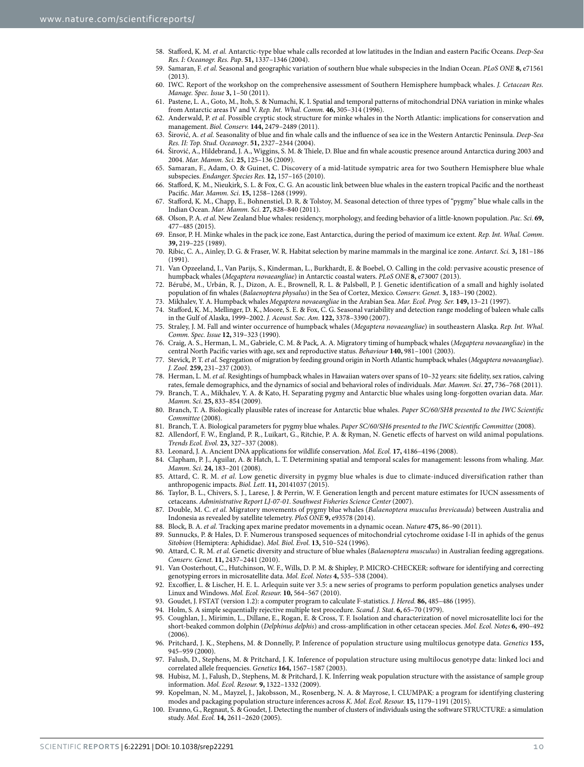58. Stafford, K. M. *et al.* Antarctic-type blue whale calls recorded at low latitudes in the Indian and eastern Pacific Oceans. *Deep-Sea Res. I: Oceanogr. Res. Pap*. **51,** 1337–1346 (2004).
59. Samaran, F. *et al.* Seasonal and geographic variation of southern blue whale subspecies in the Indian Ocean. *PLoS ONE* **8,** e71561 (2013).
60. IWC. Report of the workshop on the comprehensive assessment of Southern Hemisphere humpback whales. *J. Cetacean Res. Manage. Spec. Issue* **3,** 1–50 (2011).
61. Pastene, L. A., Goto, M., Itoh, S. & Numachi, K. I. Spatial and temporal patterns of mitochondrial DNA variation in minke whales from Antarctic areas IV and V. *Rep. Int. Whal. Comm.* **46,** 305–314 (1996).
62. Anderwald, P. *et al.* Possible cryptic stock structure for minke whales in the North Atlantic: implications for conservation and management. *Biol. Conserv.* **144,** 2479–2489 (2011).
63. Širović, A. *et al.* Seasonality of blue and fin whale calls and the influence of sea ice in the Western Antarctic Peninsula. *Deep-Sea Res. II: Top. Stud. Oceanogr*. **51,** 2327–2344 (2004).
64. Širović, A., Hildebrand, J. A., Wiggins, S. M. & Thiele, D. Blue and fin whale acoustic presence around Antarctica during 2003 and 2004. *Mar. Mamm. Sci.* **25,** 125–136 (2009).
65. Samaran, F., Adam, O. & Guinet, C. Discovery of a mid-latitude sympatric area for two Southern Hemisphere blue whale subspecies. *Endanger. Species Res*. **12,** 157–165 (2010).
66. Stafford, K. M., Nieukirk, S. L. & Fox, C. G. An acoustic link between blue whales in the eastern tropical Pacific and the northeast Pacific. *Mar. Mamm. Sci*. **15,** 1258–1268 (1999).
67. Stafford, K. M., Chapp, E., Bohnenstiel, D. R. & Tolstoy, M. Seasonal detection of three types of "pygmy" blue whale calls in the Indian Ocean. *Mar. Mamm. Sci*. **27,** 828–840 (2011).
68. Olson, P. A. *et al.* New Zealand blue whales: residency, morphology, and feeding behavior of a little-known population. *Pac. Sci.* **69,** 477–485 (2015).
69. Ensor, P. H. Minke whales in the pack ice zone, East Antarctica, during the period of maximum ice extent. *Rep. Int. Whal. Comm*. **39,** 219–225 (1989).
70. Ribic, C. A., Ainley, D. G. & Fraser, W. R. Habitat selection by marine mammals in the marginal ice zone. *Antarct. Sci.* **3,** 181–186 (1991).
71. Van Opzeeland, I., Van Parijs, S., Kinderman, L., Burkhardt, E. & Boebel, O. Calling in the cold: pervasive acoustic presence of humpback whales (*Megaptera novaeangliae*) in Antarctic coastal waters. *PLoS ONE* **8,** e73007 (2013).
72. Bérubé, M., Urbán, R. J., Dizon, A. E., Brownell, R. L. & Palsbøll, P. J. Genetic identification of a small and highly isolated population of fin whales (*Balaenoptera physalus*) in the Sea of Cortez, Mexico. *Conserv. Genet.* **3,** 183–190 (2002).
73. Mikhalev, Y. A. Humpback whales *Megaptera novaeangliae* in the Arabian Sea. *Mar. Ecol. Prog. Ser.* **149,** 13–21 (1997).
74. Stafford, K. M., Mellinger, D. K., Moore, S. E. & Fox, C. G. Seasonal variability and detection range modeling of baleen whale calls in the Gulf of Alaska, 1999–2002. *J. Acoust. Soc. Am.* **122,** 3378–3390 (2007).
75. Straley, J. M. Fall and winter occurrence of humpback whales (*Megaptera novaeangliae*) in southeastern Alaska*. Rep. Int. Whal. Comm. Spec. Issue* **12,** 319–323 (1990).
76. Craig, A. S., Herman, L. M., Gabriele, C. M. & Pack, A. A. Migratory timing of humpback whales (*Megaptera novaeangliae*) in the central North Pacific varies with age, sex and reproductive status. *Behaviour* **140,** 981–1001 (2003).
77. Stevick, P. T. *et al.* Segregation of migration by feeding ground origin in North Atlantic humpback whales (*Megaptera novaeangliae*). *J. Zool.* **259,** 231–237 (2003).
78. Herman, L. M. *et al.* Resightings of humpback whales in Hawaiian waters over spans of 10–32 years: site fidelity, sex ratios, calving rates, female demographics, and the dynamics of social and behavioral roles of individuals. *Mar. Mamm. Sci*. **27,** 736–768 (2011).
79. Branch, T. A., Mikhalev, Y. A. & Kato, H. Separating pygmy and Antarctic blue whales using long-forgotten ovarian data. *Mar. Mamm. Sci*. **25,** 833–854 (2009).
80. Branch, T. A. Biologically plausible rates of increase for Antarctic blue whales. *Paper SC/60/SH8 presented to the IWC Scientific Committee* (2008).
81. Branch, T. A. Biological parameters for pygmy blue whales. *Paper SC/60/SH6 presented to the IWC Scientific Committee* (2008).
82. Allendorf, F. W., England, P. R., Luikart, G., Ritchie, P. A. & Ryman, N. Genetic effects of harvest on wild animal populations. *Trends Ecol. Evol.* **23,** 327–337 (2008).
83. Leonard, J. A. Ancient DNA applications for wildlife conservation. *Mol. Ecol.* **17,** 4186–4196 (2008).
84. Clapham, P. J., Aguilar, A. & Hatch, L. T. Determining spatial and temporal scales for management: lessons from whaling. *Mar. Mamm. Sci*. **24,** 183–201 (2008).
85. Attard, C. R. M. *et al.* Low genetic diversity in pygmy blue whales is due to climate-induced diversification rather than anthropogenic impacts. *Biol. Lett*. **11,** 20141037 (2015).
86. Taylor, B. L., Chivers, S. J., Larese, J. & Perrin, W. F. Generation length and percent mature estimates for IUCN assessments of cetaceans. *Administrative Report LJ-07-01. Southwest Fisheries Science Center* (2007).
87. Double, M. C. *et al.* Migratory movements of pygmy blue whales (*Balaenoptera musculus brevicauda*) between Australia and Indonesia as revealed by satellite telemetry. *PloS ONE* **9,** e93578 (2014).
88. Block, B. A. *et al.* Tracking apex marine predator movements in a dynamic ocean. *Nature* **475,** 86–90 (2011).
89. Sunnucks, P. & Hales, D. F. Numerous transposed sequences of mitochondrial cytochrome oxidase I-II in aphids of the genus *Sitobion* (Hemiptera: Aphididae). *Mol. Biol. Evol.* **13,** 510–524 (1996).
90. Attard, C. R. M. *et al.* Genetic diversity and structure of blue whales (*Balaenoptera musculus*) in Australian feeding aggregations. *Conserv. Genet.* **11,** 2437–2441 (2010).
91. Van Oosterhout, C., Hutchinson, W. F., Wills, D. P. M. & Shipley, P. MICRO-CHECKER: software for identifying and correcting genotyping errors in microsatellite data. *Mol. Ecol. Notes* **4,** 535–538 (2004).
92. Excoffier, L. & Lischer, H. E. L. Arlequin suite ver 3.5: a new series of programs to perform population genetics analyses under Linux and Windows. *Mol. Ecol. Resour.* **10,** 564–567 (2010).
93. Goudet, J. FSTAT (version 1.2): a computer program to calculate F-statistics. *J. Hered.* **86,** 485–486 (1995).
94. Holm, S. A simple sequentially rejective multiple test procedure. *Scand. J. Stat*. **6,** 65–70 (1979).
95. Coughlan, J., Mirimin, L., Dillane, E., Rogan, E. & Cross, T. F. Isolation and characterization of novel microsatellite loci for the short-beaked common dolphin (*Delphinus delphis*) and cross-amplification in other cetacean species. *Mol. Ecol. Notes* **6,** 490–492 (2006).
96. Pritchard, J. K., Stephens, M. & Donnelly, P. Inference of population structure using multilocus genotype data. *Genetics* **155,** 945–959 (2000).
97. Falush, D., Stephens, M. & Pritchard, J. K. Inference of population structure using multilocus genotype data: linked loci and correlated allele frequencies. *Genetics* **164,** 1567–1587 (2003).
98. Hubisz, M. J., Falush, D., Stephens, M. & Pritchard, J. K. Inferring weak population structure with the assistance of sample group information. *Mol. Ecol. Resour.* **9,** 1322–1332 (2009).
99. Kopelman, N. M., Mayzel, J., Jakobsson, M., Rosenberg, N. A. & Mayrose, I. CLUMPAK: a program for identifying clustering modes and packaging population structure inferences across *K*. *Mol. Ecol. Resour.* **15,** 1179–1191 (2015).
100. Evanno, G., Regnaut, S. & Goudet, J. Detecting the number of clusters of individuals using the software STRUCTURE: a simulation study. *Mol. Ecol.* **14,** 2611–2620 (2005).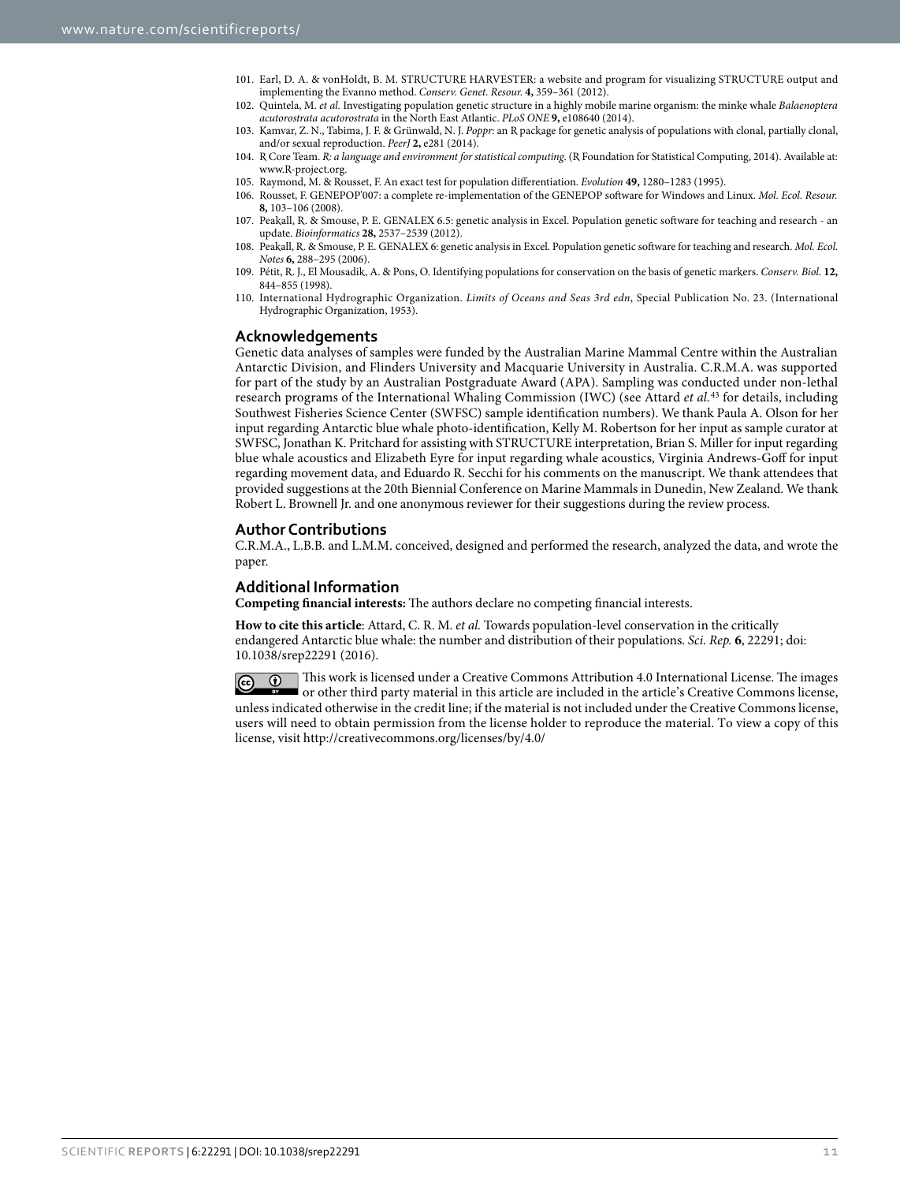101. Earl, D. A. & vonHoldt, B. M. STRUCTURE HARVESTER: a website and program for visualizing STRUCTURE output and implementing the Evanno method. *Conserv. Genet. Resour.* **4,** 359–361 (2012).
102. Quintela, M. *et al.* Investigating population genetic structure in a highly mobile marine organism: the minke whale *Balaenoptera acutorostrata acutorostrata* in the North East Atlantic. *PLoS ONE* **9,** e108640 (2014).
103. Kamvar, Z. N., Tabima, J. F. & Grünwald, N. J. *Poppr*: an R package for genetic analysis of populations with clonal, partially clonal, and/or sexual reproduction. *PeerJ* **2,** e281 (2014).
104. R Core Team. *R: a language and environment for statistical computing*. (R Foundation for Statistical Computing, 2014). Available at: www.R-project.org.
105. Raymond, M. & Rousset, F. An exact test for population differentiation. *Evolution* **49,** 1280–1283 (1995).
106. Rousset, F. GENEPOP'007: a complete re-implementation of the GENEPOP software for Windows and Linux. *Mol. Ecol. Resour.* **8,** 103–106 (2008).
107. Peakall, R. & Smouse, P. E. GENALEX 6.5: genetic analysis in Excel. Population genetic software for teaching and research - an update. *Bioinformatics* **28,** 2537–2539 (2012).
108. Peakall, R. & Smouse, P. E. GENALEX 6: genetic analysis in Excel. Population genetic software for teaching and research. *Mol. Ecol. Notes* **6,** 288–295 (2006).
109. Pétit, R. J., El Mousadik, A. & Pons, O. Identifying populations for conservation on the basis of genetic markers. *Conserv. Biol.* **12,** 844–855 (1998).
110. International Hydrographic Organization. *Limits of Oceans and Seas 3rd edn*, Special Publication No. 23. (International Hydrographic Organization, 1953).

## Acknowledgements

Genetic data analyses of samples were funded by the Australian Marine Mammal Centre within the Australian Antarctic Division, and Flinders University and Macquarie University in Australia. C.R.M.A. was supported for part of the study by an Australian Postgraduate Award (APA). Sampling was conducted under non-lethal research programs of the International Whaling Commission (IWC) (see Attard *et al.*[43] for details, including Southwest Fisheries Science Center (SWFSC) sample identification numbers). We thank Paula A. Olson for her input regarding Antarctic blue whale photo-identification, Kelly M. Robertson for her input as sample curator at SWFSC, Jonathan K. Pritchard for assisting with STRUCTURE interpretation, Brian S. Miller for input regarding blue whale acoustics and Elizabeth Eyre for input regarding whale acoustics, Virginia Andrews-Goff for input regarding movement data, and Eduardo R. Secchi for his comments on the manuscript. We thank attendees that provided suggestions at the 20th Biennial Conference on Marine Mammals in Dunedin, New Zealand. We thank Robert L. Brownell Jr. and one anonymous reviewer for their suggestions during the review process.

## Author Contributions

C.R.M.A., L.B.B. and L.M.M. conceived, designed and performed the research, analyzed the data, and wrote the paper.

## Additional Information

**Competing financial interests:** The authors declare no competing financial interests.

**How to cite this article**: Attard, C. R. M. *et al.* Towards population-level conservation in the critically endangered Antarctic blue whale: the number and distribution of their populations. *Sci. Rep.* **6**, 22291; doi: 10.1038/srep22291 (2016).

This work is licensed under a Creative Commons Attribution 4.0 International License. The images or other third party material in this article are included in the article's Creative Commons license, unless indicated otherwise in the credit line; if the material is not included under the Creative Commons license, users will need to obtain permission from the license holder to reproduce the material. To view a copy of this license, visit http://creativecommons.org/licenses/by/4.0/